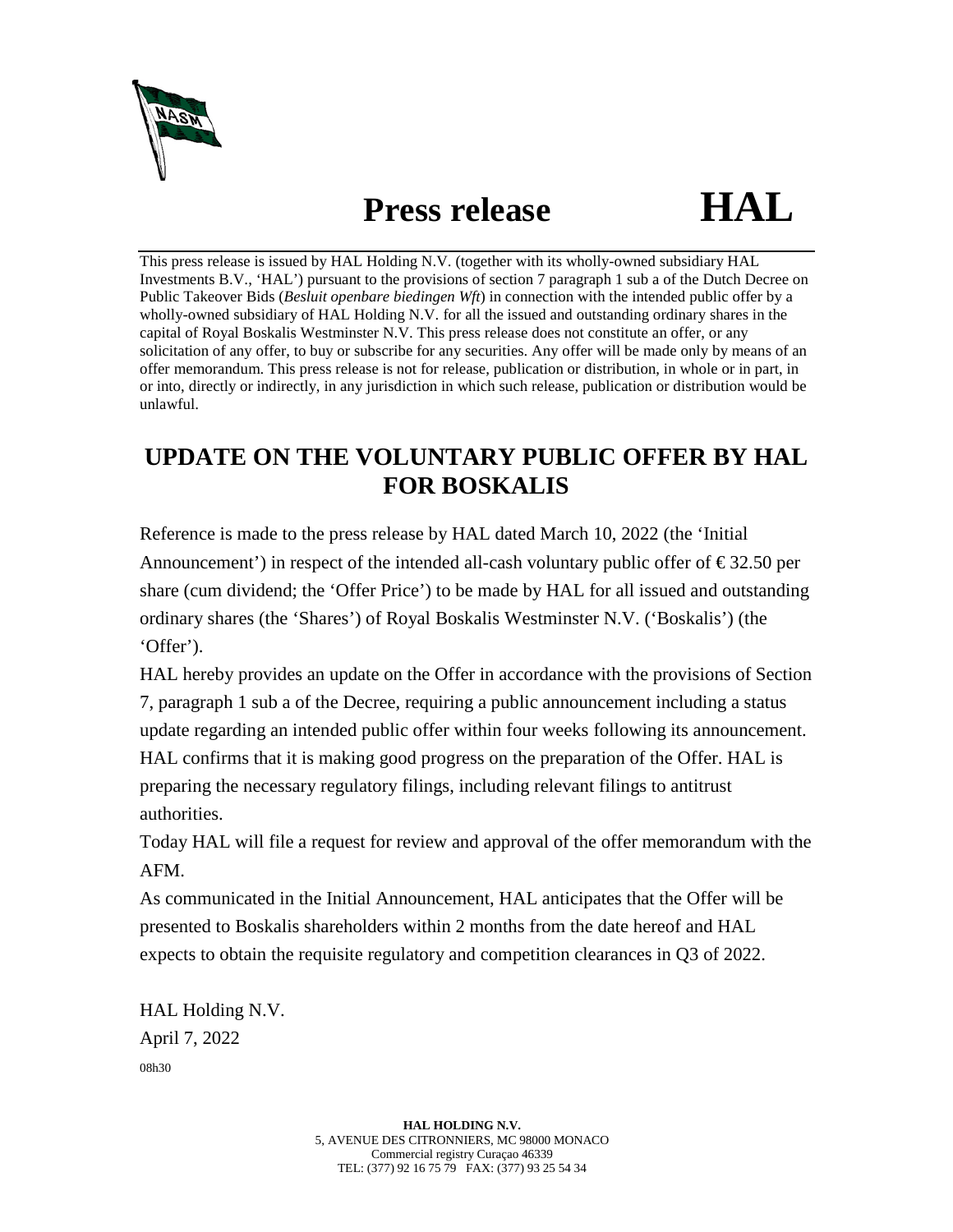# Press release HAL

This press release is issued by HAL Holding N.V. (together with its wholly-owned subsidiary HAL Investments B.V., 'HAL') pursuant to the provisions of section 7 paragraph 1 sub a of the Dutch Decree on Public Takeover Bids (*Besluit openbare biedingen Wft*) in connection with the intended public offer by a wholly-owned subsidiary of HAL Holding N.V. for all the issued and outstanding ordinary shares in the capital of Royal Boskalis Westminster N.V. This press release does not constitute an offer, or any solicitation of any offer, to buy or subscribe for any securities. Any offer will be made only by means of an offer memorandum. This press release is not for release, publication or distribution, in whole or in part, in or into, directly or indirectly, in any jurisdiction in which such release, publication or distribution would be unlawful.

## UPDATE ON THE VOLUNTARY PUBLIC OFFER BY HAL FOR BOSKALIS

Reference is made to the press release by HAL dated March 10, 2022 (the 'Initial Announcement') in respect of the intended all-cash voluntary public offer of € 32.50 per share (cum dividend; the 'Offer Price') to be made by HAL for all issued and outstanding ordinary shares (the 'Shares') of Royal Boskalis Westminster N.V. ('Boskalis') (the 'Offer').

HAL hereby provides an update on the Offer in accordance with the provisions of Section 7, paragraph 1 sub a of the Decree, requiring a public announcement including a status update regarding an intended public offer within four weeks following its announcement.

HAL confirms that it is making good progress on the preparation of the Offer. HAL is preparing the necessary regulatory filings, including relevant filings to antitrust authorities.

Today HAL will file a request for review and approval of the offer memorandum with the AFM.

As communicated in the Initial Announcement, HAL anticipates that the Offer will be presented to Boskalis shareholders within 2 months from the date hereof and HAL expects to obtain the requisite regulatory and competition clearances in Q3 of 2022.

HAL Holding N.V.
April 7, 2022
08h30

**HAL HOLDING N.V.**
5, AVENUE DES CITRONNIERS, MC 98000 MONACO
Commercial registry Curaçao 46339
TEL: (377) 92 16 75 79 FAX: (377) 93 25 54 34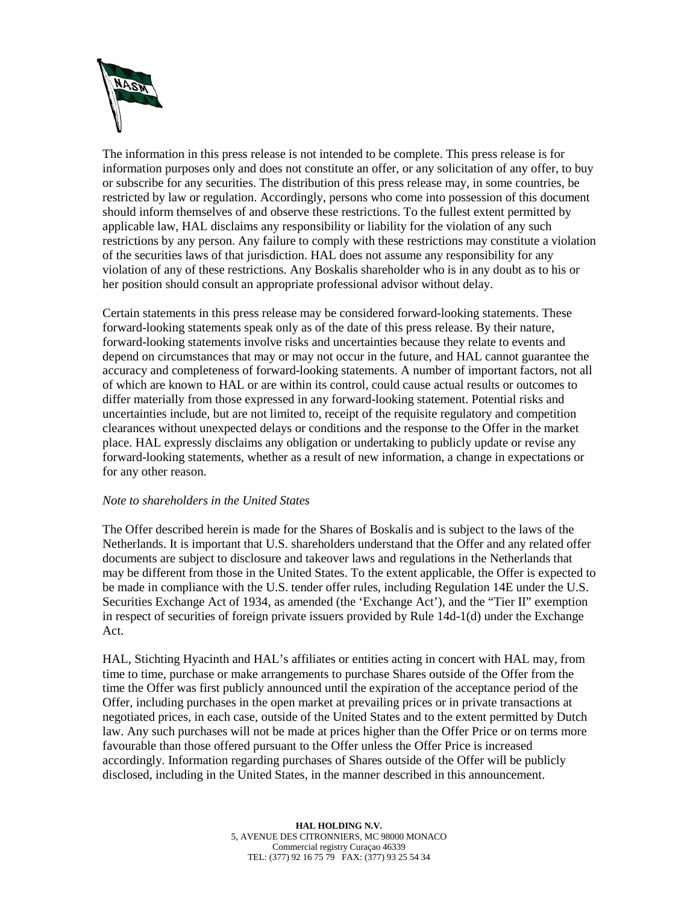The information in this press release is not intended to be complete. This press release is for information purposes only and does not constitute an offer, or any solicitation of any offer, to buy or subscribe for any securities. The distribution of this press release may, in some countries, be restricted by law or regulation. Accordingly, persons who come into possession of this document should inform themselves of and observe these restrictions. To the fullest extent permitted by applicable law, HAL disclaims any responsibility or liability for the violation of any such restrictions by any person. Any failure to comply with these restrictions may constitute a violation of the securities laws of that jurisdiction. HAL does not assume any responsibility for any violation of any of these restrictions. Any Boskalis shareholder who is in any doubt as to his or her position should consult an appropriate professional advisor without delay.

Certain statements in this press release may be considered forward-looking statements. These forward-looking statements speak only as of the date of this press release. By their nature, forward-looking statements involve risks and uncertainties because they relate to events and depend on circumstances that may or may not occur in the future, and HAL cannot guarantee the accuracy and completeness of forward-looking statements. A number of important factors, not all of which are known to HAL or are within its control, could cause actual results or outcomes to differ materially from those expressed in any forward-looking statement. Potential risks and uncertainties include, but are not limited to, receipt of the requisite regulatory and competition clearances without unexpected delays or conditions and the response to the Offer in the market place. HAL expressly disclaims any obligation or undertaking to publicly update or revise any forward-looking statements, whether as a result of new information, a change in expectations or for any other reason.

*Note to shareholders in the United States*

The Offer described herein is made for the Shares of Boskalis and is subject to the laws of the Netherlands. It is important that U.S. shareholders understand that the Offer and any related offer documents are subject to disclosure and takeover laws and regulations in the Netherlands that may be different from those in the United States. To the extent applicable, the Offer is expected to be made in compliance with the U.S. tender offer rules, including Regulation 14E under the U.S. Securities Exchange Act of 1934, as amended (the 'Exchange Act'), and the "Tier II" exemption in respect of securities of foreign private issuers provided by Rule 14d-1(d) under the Exchange Act.

HAL, Stichting Hyacinth and HAL's affiliates or entities acting in concert with HAL may, from time to time, purchase or make arrangements to purchase Shares outside of the Offer from the time the Offer was first publicly announced until the expiration of the acceptance period of the Offer, including purchases in the open market at prevailing prices or in private transactions at negotiated prices, in each case, outside of the United States and to the extent permitted by Dutch law. Any such purchases will not be made at prices higher than the Offer Price or on terms more favourable than those offered pursuant to the Offer unless the Offer Price is increased accordingly. Information regarding purchases of Shares outside of the Offer will be publicly disclosed, including in the United States, in the manner described in this announcement.

**HAL HOLDING N.V.**
5, AVENUE DES CITRONNIERS, MC 98000 MONACO
Commercial registry Curaçao 46339
TEL: (377) 92 16 75 79 FAX: (377) 93 25 54 34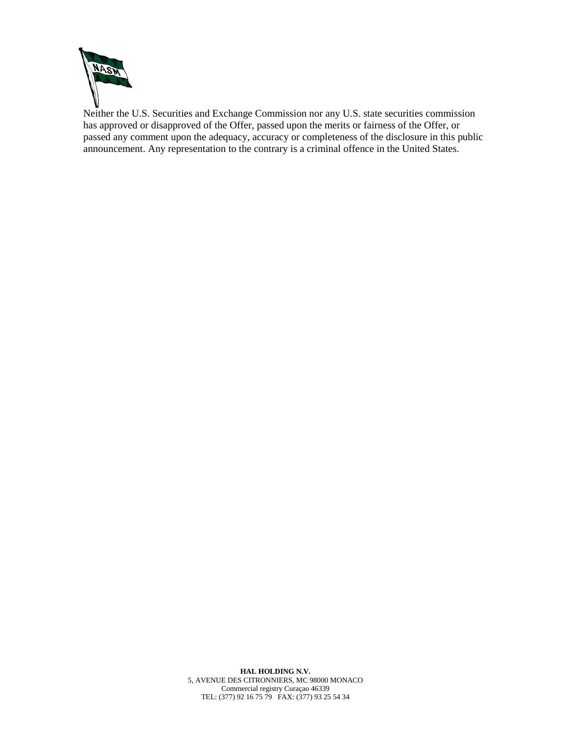Neither the U.S. Securities and Exchange Commission nor any U.S. state securities commission has approved or disapproved of the Offer, passed upon the merits or fairness of the Offer, or passed any comment upon the adequacy, accuracy or completeness of the disclosure in this public announcement. Any representation to the contrary is a criminal offence in the United States.

**HAL HOLDING N.V.**
5, AVENUE DES CITRONNIERS, MC 98000 MONACO
Commercial registry Curaçao 46339
TEL: (377) 92 16 75 79 FAX: (377) 93 25 54 34